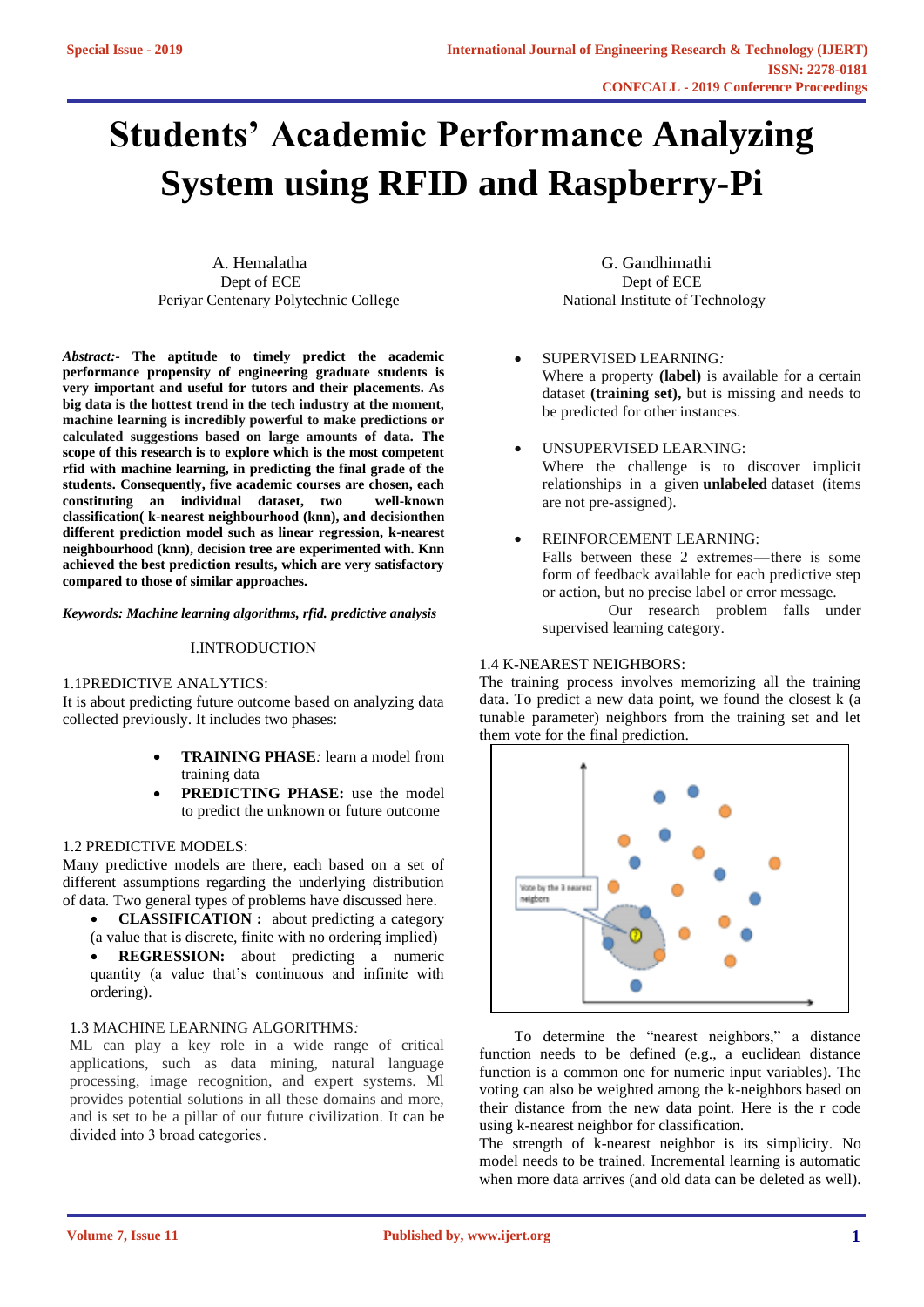# Students' Academic Performance Analyzing System using RFID and Raspberry-Pi

A. Hemalatha
Dept of ECE
Periyar Centenary Polytechnic College

G. Gandhimathi
Dept of ECE
National Institute of Technology

***Abstract:-*** **The aptitude to timely predict the academic performance propensity of engineering graduate students is very important and useful for tutors and their placements. As big data is the hottest trend in the tech industry at the moment, machine learning is incredibly powerful to make predictions or calculated suggestions based on large amounts of data. The scope of this research is to explore which is the most competent rfid with machine learning, in predicting the final grade of the students. Consequently, five academic courses are chosen, each constituting an individual dataset, two well-known classification( k-nearest neighbourhood (knn), and decisionthen different prediction model such as linear regression, k-nearest neighbourhood (knn), decision tree are experimented with. Knn achieved the best prediction results, which are very satisfactory compared to those of similar approaches.**

***Keywords: Machine learning algorithms, rfid. predictive analysis***

## I.INTRODUCTION

### 1.1PREDICTIVE ANALYTICS:

It is about predicting future outcome based on analyzing data collected previously. It includes two phases:

- **TRAINING PHASE***:* learn a model from training data
- **PREDICTING PHASE:** use the model to predict the unknown or future outcome

### 1.2 PREDICTIVE MODELS:

Many predictive models are there, each based on a set of different assumptions regarding the underlying distribution of data. Two general types of problems have discussed here.

- **CLASSIFICATION :** about predicting a category (a value that is discrete, finite with no ordering implied)
- **REGRESSION:** about predicting a numeric quantity (a value that's continuous and infinite with ordering).

### 1.3 MACHINE LEARNING ALGORITHMS*:*

ML can play a key role in a wide range of critical applications, such as data mining, natural language processing, image recognition, and expert systems. Ml provides potential solutions in all these domains and more, and is set to be a pillar of our future civilization. It can be divided into 3 broad categories.

- SUPERVISED LEARNING*:*
  Where a property **(label)** is available for a certain dataset **(training set),** but is missing and needs to be predicted for other instances.
- UNSUPERVISED LEARNING:
  Where the challenge is to discover implicit relationships in a given **unlabeled** dataset (items are not pre-assigned).
- REINFORCEMENT LEARNING:
  Falls between these 2 extremes—there is some form of feedback available for each predictive step or action, but no precise label or error message.
  Our research problem falls under supervised learning category.

### 1.4 K-NEAREST NEIGHBORS:

The training process involves memorizing all the training data. To predict a new data point, we found the closest k (a tunable parameter) neighbors from the training set and let them vote for the final prediction.

To determine the "nearest neighbors," a distance function needs to be defined (e.g., a euclidean distance function is a common one for numeric input variables). The voting can also be weighted among the k-neighbors based on their distance from the new data point. Here is the r code using k-nearest neighbor for classification.

The strength of k-nearest neighbor is its simplicity. No model needs to be trained. Incremental learning is automatic when more data arrives (and old data can be deleted as well).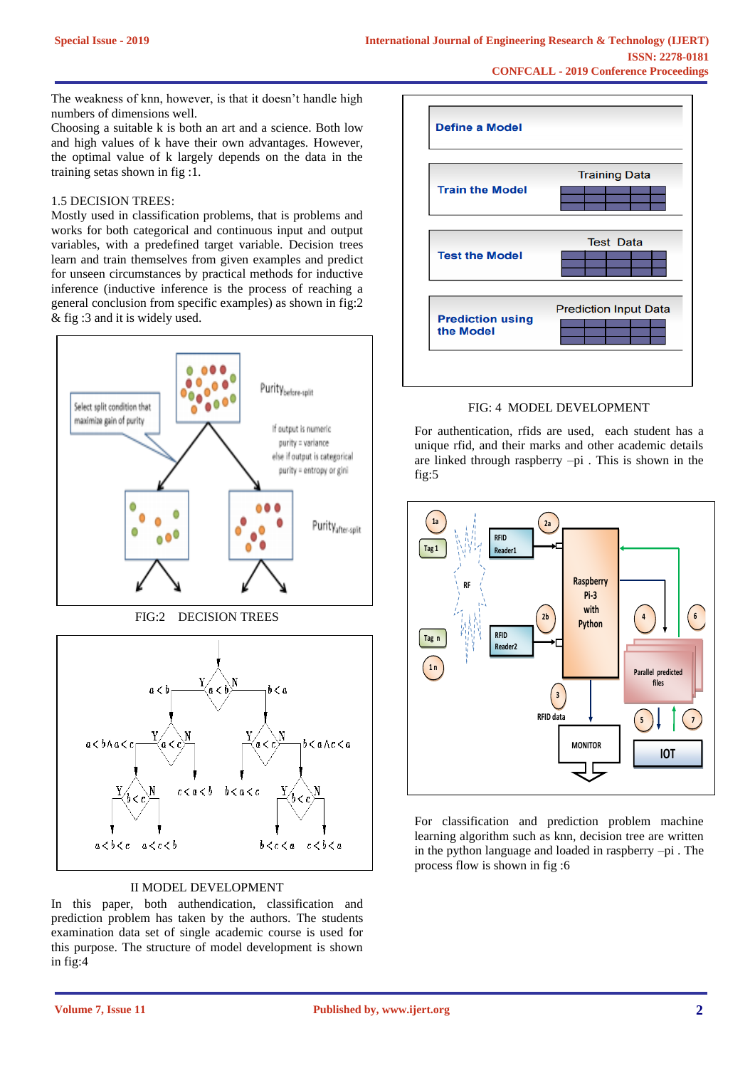The weakness of knn, however, is that it doesn't handle high numbers of dimensions well.

Choosing a suitable k is both an art and a science. Both low and high values of k have their own advantages. However, the optimal value of k largely depends on the data in the training setas shown in fig :1.

1.5 DECISION TREES:

Mostly used in classification problems, that is problems and works for both categorical and continuous input and output variables, with a predefined target variable. Decision trees learn and train themselves from given examples and predict for unseen circumstances by practical methods for inductive inference (inductive inference is the process of reaching a general conclusion from specific examples) as shown in fig:2 & fig :3 and it is widely used.

FIG:2 DECISION TREES

## II MODEL DEVELOPMENT

In this paper, both authendication, classification and prediction problem has taken by the authors. The students examination data set of single academic course is used for this purpose. The structure of model development is shown in fig:4

FIG: 4 MODEL DEVELOPMENT

For authentication, rfids are used, each student has a unique rfid, and their marks and other academic details are linked through raspberry –pi . This is shown in the fig:5

For classification and prediction problem machine learning algorithm such as knn, decision tree are written in the python language and loaded in raspberry –pi . The process flow is shown in fig :6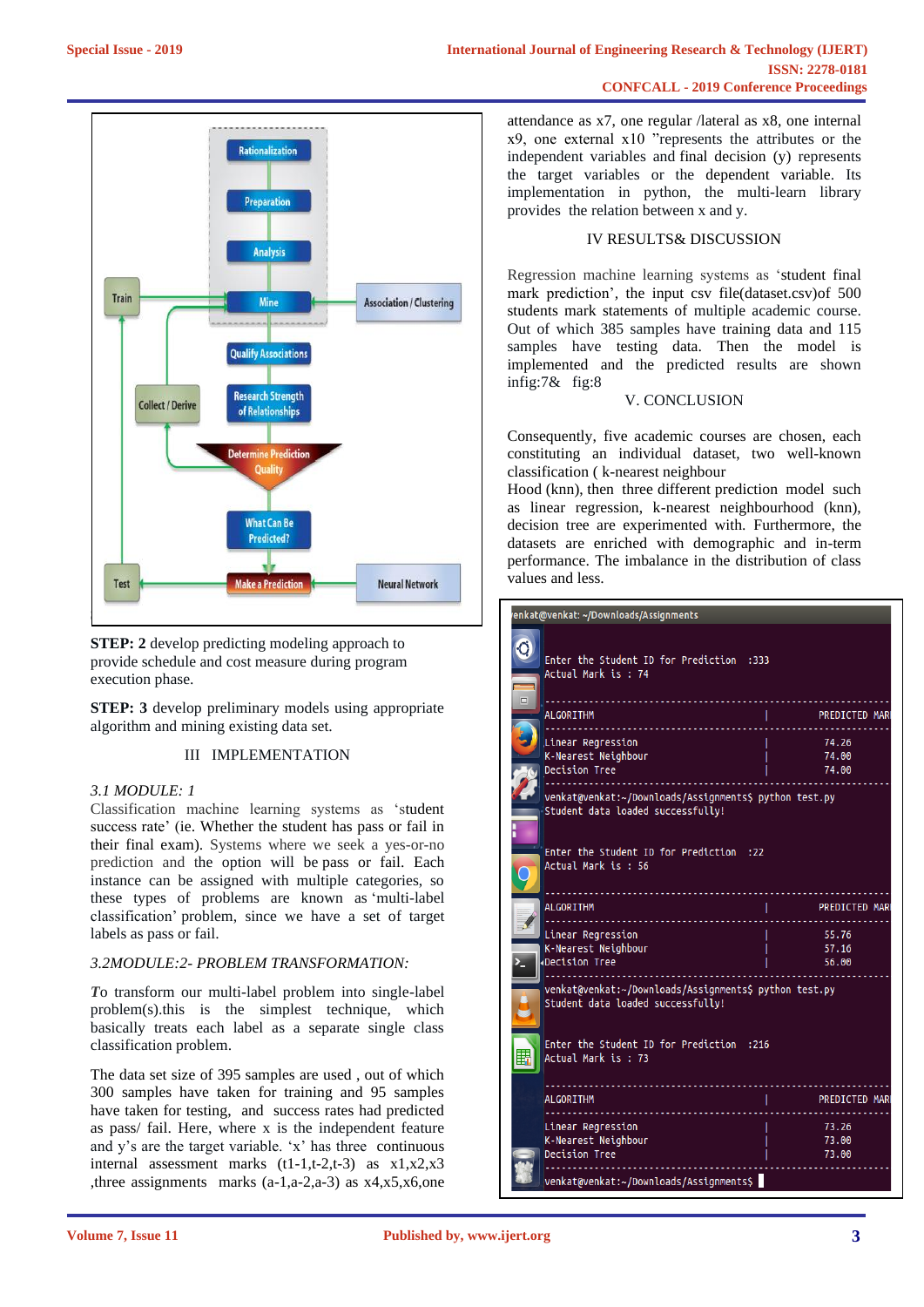**STEP: 2** develop predicting modeling approach to provide schedule and cost measure during program execution phase.

**STEP: 3** develop preliminary models using appropriate algorithm and mining existing data set.

## III IMPLEMENTATION

### *3.1 MODULE: 1*

Classification machine learning systems as 'student success rate' (ie. Whether the student has pass or fail in their final exam). Systems where we seek a yes-or-no prediction and the option will be pass or fail. Each instance can be assigned with multiple categories, so these types of problems are known as 'multi-label classification' problem, since we have a set of target labels as pass or fail.

### *3.2MODULE:2- PROBLEM TRANSFORMATION:*

*T*o transform our multi-label problem into single-label problem(s).this is the simplest technique, which basically treats each label as a separate single class classification problem.

The data set size of 395 samples are used , out of which 300 samples have taken for training and 95 samples have taken for testing, and success rates had predicted as pass/ fail. Here, where x is the independent feature and y's are the target variable. 'x' has three continuous internal assessment marks (t1-1,t-2,t-3) as x1,x2,x3 ,three assignments marks (a-1,a-2,a-3) as x4,x5,x6,one attendance as x7, one regular /lateral as x8, one internal x9, one external x10 "represents the attributes or the independent variables and final decision (y) represents the target variables or the dependent variable. Its implementation in python, the multi-learn library provides the relation between x and y.

## IV RESULTS& DISCUSSION

Regression machine learning systems as 'student final mark prediction', the input csv file(dataset.csv)of 500 students mark statements of multiple academic course. Out of which 385 samples have training data and 115 samples have testing data. Then the model is implemented and the predicted results are shown infig:7& fig:8

## V. CONCLUSION

Consequently, five academic courses are chosen, each constituting an individual dataset, two well-known classification ( k-nearest neighbour Hood (knn), then three different prediction model such as linear regression, k-nearest neighbourhood (knn), decision tree are experimented with. Furthermore, the datasets are enriched with demographic and in-term performance. The imbalance in the distribution of class values and less.

```
venkat@venkat: ~/Downloads/Assignments

Enter the Student ID for Prediction  :333
Actual Mark is : 74

-----------------------------------------------------------
ALGORITHM                          |          PREDICTED MAR
-----------------------------------------------------------
Linear Regression                  |          74.26
K-Nearest Neighbour                |          74.00
Decision Tree                      |          74.00
-----------------------------------------------------------
venkat@venkat:~/Downloads/Assignments$ python test.py
Student data loaded successfully!

Enter the Student ID for Prediction  :22
Actual Mark is : 56

-----------------------------------------------------------
ALGORITHM                          |          PREDICTED MAR
-----------------------------------------------------------
Linear Regression                  |          55.76
K-Nearest Neighbour                |          57.16
Decision Tree                      |          56.00
-----------------------------------------------------------
venkat@venkat:~/Downloads/Assignments$ python test.py
Student data loaded successfully!

Enter the Student ID for Prediction  :216
Actual Mark is : 73

-----------------------------------------------------------
ALGORITHM                          |          PREDICTED MAR
-----------------------------------------------------------
Linear Regression                  |          73.26
K-Nearest Neighbour                |          73.00
Decision Tree                      |          73.00
-----------------------------------------------------------
venkat@venkat:~/Downloads/Assignments$
```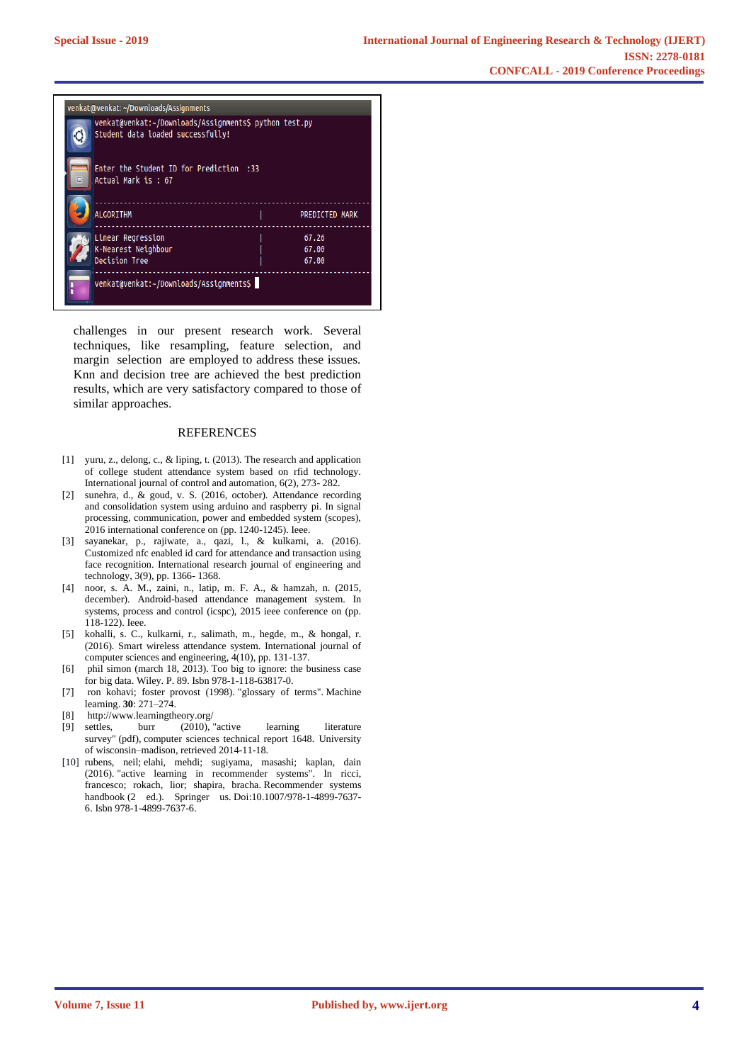```
venkat@venkat: ~/Downloads/Assignments
venkat@venkat:~/Downloads/Assignments$ python test.py
Student data loaded successfully!

Enter the Student ID for Prediction  :33
Actual Mark is : 67

-----------------------------------------------------------------
ALGORITHM                               |        PREDICTED MARK
-----------------------------------------------------------------
Linear Regression                       |        67.26
K-Nearest Neighbour                     |        67.00
Decision Tree                           |        67.00
-----------------------------------------------------------------
venkat@venkat:~/Downloads/Assignments$
```

challenges in our present research work. Several techniques, like resampling, feature selection, and margin selection are employed to address these issues. Knn and decision tree are achieved the best prediction results, which are very satisfactory compared to those of similar approaches.

## REFERENCES

[1] yuru, z., delong, c., & liping, t. (2013). The research and application of college student attendance system based on rfid technology. International journal of control and automation, 6(2), 273- 282.

[2] sunehra, d., & goud, v. S. (2016, october). Attendance recording and consolidation system using arduino and raspberry pi. In signal processing, communication, power and embedded system (scopes), 2016 international conference on (pp. 1240-1245). Ieee.

[3] sayanekar, p., rajiwate, a., qazi, l., & kulkarni, a. (2016). Customized nfc enabled id card for attendance and transaction using face recognition. International research journal of engineering and technology, 3(9), pp. 1366- 1368.

[4] noor, s. A. M., zaini, n., latip, m. F. A., & hamzah, n. (2015, december). Android-based attendance management system. In systems, process and control (icspc), 2015 ieee conference on (pp. 118-122). Ieee.

[5] kohalli, s. C., kulkarni, r., salimath, m., hegde, m., & hongal, r. (2016). Smart wireless attendance system. International journal of computer sciences and engineering, 4(10), pp. 131-137.

[6] phil simon (march 18, 2013). Too big to ignore: the business case for big data. Wiley. P. 89. Isbn 978-1-118-63817-0.

[7] ron kohavi; foster provost (1998). "glossary of terms". Machine learning. **30**: 271–274.

[8] http://www.learningtheory.org/

[9] settles, burr (2010), "active learning literature survey" (pdf), computer sciences technical report 1648. University of wisconsin–madison, retrieved 2014-11-18.

[10] rubens, neil; elahi, mehdi; sugiyama, masashi; kaplan, dain (2016). "active learning in recommender systems". In ricci, francesco; rokach, lior; shapira, bracha. Recommender systems handbook (2 ed.). Springer us. Doi:10.1007/978-1-4899-7637-6. Isbn 978-1-4899-7637-6.